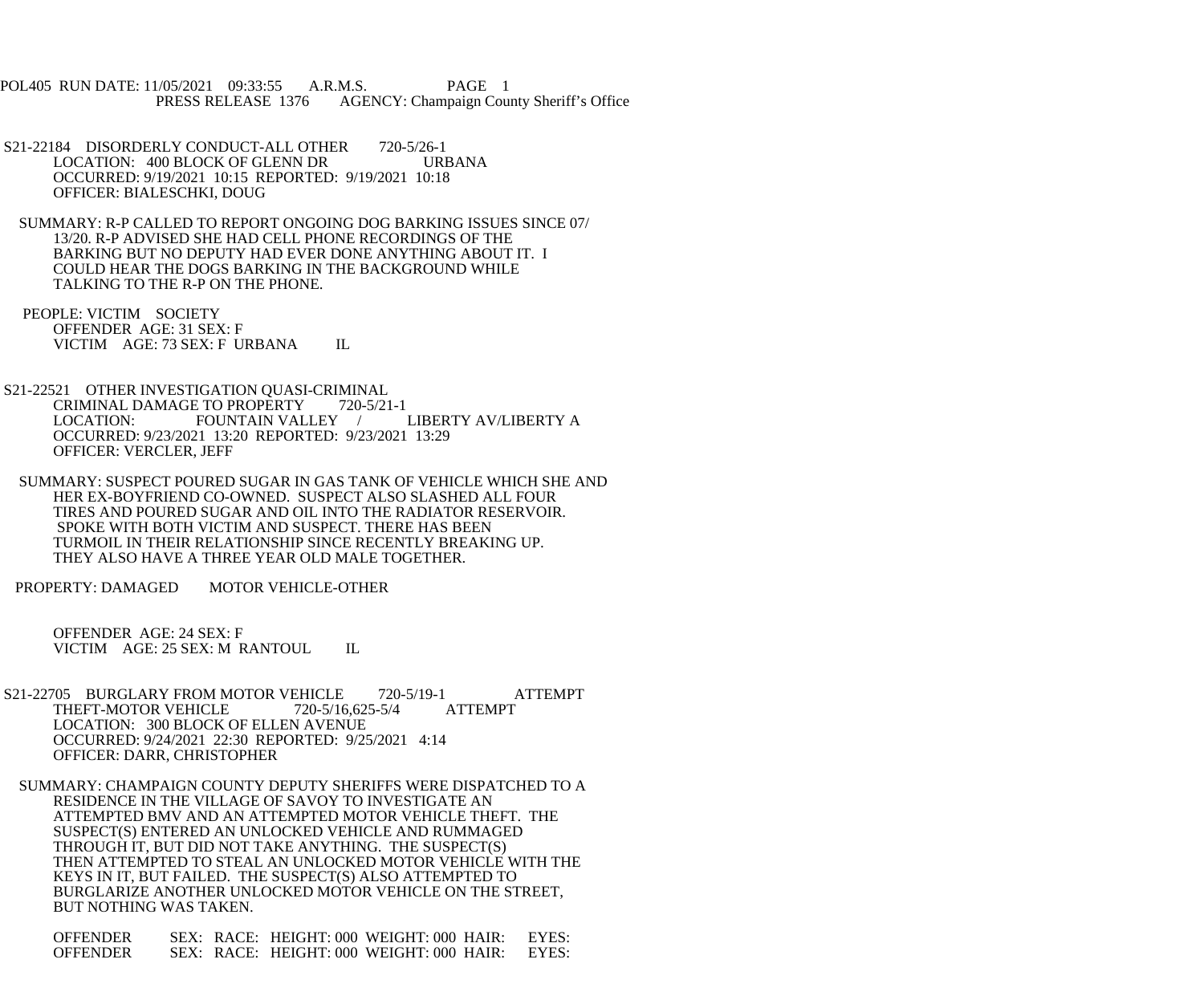POL405 RUN DATE: 11/05/2021 09:33:55 A.R.M.S. PAGE 1
PRESS RELEASE 1376 AGENCY: Champaign County Sheriff's Office

S21-22184 DISORDERLY CONDUCT-ALL OTHER 720-5/26-1
LOCATION: 400 BLOCK OF GLENN DR URBANA
OCCURRED: 9/19/2021 10:15 REPORTED: 9/19/2021 10:18
OFFICER: BIALESCHKI, DOUG

SUMMARY: R-P CALLED TO REPORT ONGOING DOG BARKING ISSUES SINCE 07/13/20. R-P ADVISED SHE HAD CELL PHONE RECORDINGS OF THE BARKING BUT NO DEPUTY HAD EVER DONE ANYTHING ABOUT IT. I COULD HEAR THE DOGS BARKING IN THE BACKGROUND WHILE TALKING TO THE R-P ON THE PHONE.

PEOPLE: VICTIM SOCIETY
OFFENDER AGE: 31 SEX: F
VICTIM AGE: 73 SEX: F URBANA IL

S21-22521 OTHER INVESTIGATION QUASI-CRIMINAL
CRIMINAL DAMAGE TO PROPERTY 720-5/21-1
LOCATION: FOUNTAIN VALLEY / LIBERTY AV/LIBERTY A
OCCURRED: 9/23/2021 13:20 REPORTED: 9/23/2021 13:29
OFFICER: VERCLER, JEFF

SUMMARY: SUSPECT POURED SUGAR IN GAS TANK OF VEHICLE WHICH SHE AND HER EX-BOYFRIEND CO-OWNED. SUSPECT ALSO SLASHED ALL FOUR TIRES AND POURED SUGAR AND OIL INTO THE RADIATOR RESERVOIR. SPOKE WITH BOTH VICTIM AND SUSPECT. THERE HAS BEEN TURMOIL IN THEIR RELATIONSHIP SINCE RECENTLY BREAKING UP. THEY ALSO HAVE A THREE YEAR OLD MALE TOGETHER.

PROPERTY: DAMAGED MOTOR VEHICLE-OTHER

OFFENDER AGE: 24 SEX: F
VICTIM AGE: 25 SEX: M RANTOUL IL

S21-22705 BURGLARY FROM MOTOR VEHICLE 720-5/19-1 ATTEMPT
THEFT-MOTOR VEHICLE 720-5/16,625-5/4 ATTEMPT
LOCATION: 300 BLOCK OF ELLEN AVENUE
OCCURRED: 9/24/2021 22:30 REPORTED: 9/25/2021 4:14
OFFICER: DARR, CHRISTOPHER

SUMMARY: CHAMPAIGN COUNTY DEPUTY SHERIFFS WERE DISPATCHED TO A RESIDENCE IN THE VILLAGE OF SAVOY TO INVESTIGATE AN ATTEMPTED BMV AND AN ATTEMPTED MOTOR VEHICLE THEFT. THE SUSPECT(S) ENTERED AN UNLOCKED VEHICLE AND RUMMAGED THROUGH IT, BUT DID NOT TAKE ANYTHING. THE SUSPECT(S) THEN ATTEMPTED TO STEAL AN UNLOCKED MOTOR VEHICLE WITH THE KEYS IN IT, BUT FAILED. THE SUSPECT(S) ALSO ATTEMPTED TO BURGLARIZE ANOTHER UNLOCKED MOTOR VEHICLE ON THE STREET, BUT NOTHING WAS TAKEN.

OFFENDER SEX: RACE: HEIGHT: 000 WEIGHT: 000 HAIR: EYES:
OFFENDER SEX: RACE: HEIGHT: 000 WEIGHT: 000 HAIR: EYES: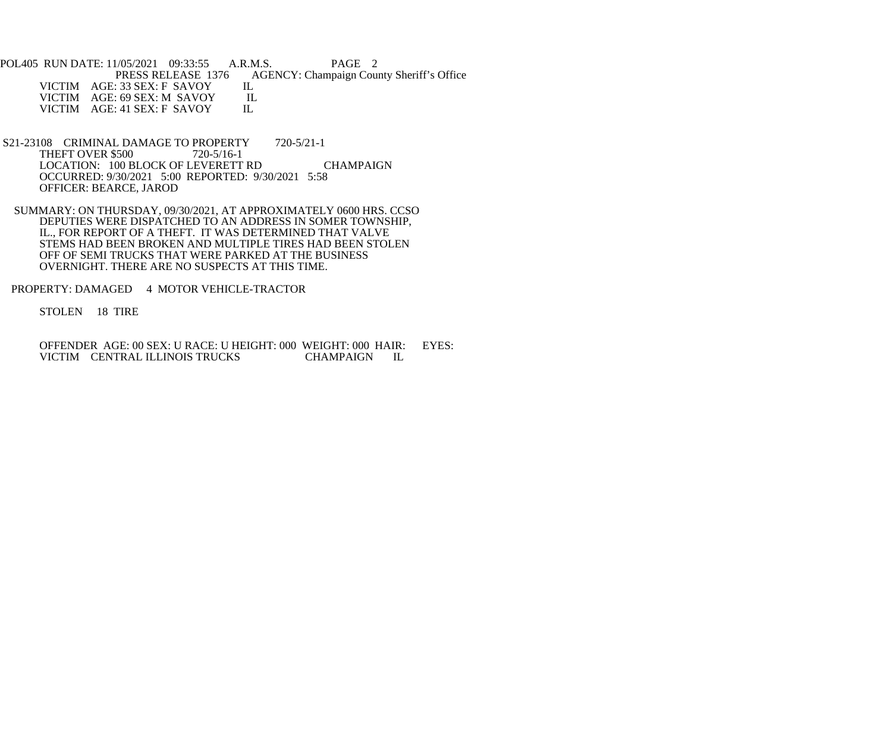VICTIM AGE: 33 SEX: F SAVOY IL
VICTIM AGE: 69 SEX: M SAVOY IL
VICTIM AGE: 41 SEX: F SAVOY IL

S21-23108 CRIMINAL DAMAGE TO PROPERTY 720-5/21-1
THEFT OVER $500 720-5/16-1
LOCATION: 100 BLOCK OF LEVERETT RD CHAMPAIGN
OCCURRED: 9/30/2021 5:00 REPORTED: 9/30/2021 5:58
OFFICER: BEARCE, JAROD

SUMMARY: ON THURSDAY, 09/30/2021, AT APPROXIMATELY 0600 HRS. CCSO DEPUTIES WERE DISPATCHED TO AN ADDRESS IN SOMER TOWNSHIP, IL., FOR REPORT OF A THEFT. IT WAS DETERMINED THAT VALVE STEMS HAD BEEN BROKEN AND MULTIPLE TIRES HAD BEEN STOLEN OFF OF SEMI TRUCKS THAT WERE PARKED AT THE BUSINESS OVERNIGHT. THERE ARE NO SUSPECTS AT THIS TIME.

PROPERTY: DAMAGED 4 MOTOR VEHICLE-TRACTOR

STOLEN 18 TIRE

OFFENDER AGE: 00 SEX: U RACE: U HEIGHT: 000 WEIGHT: 000 HAIR: EYES:
VICTIM CENTRAL ILLINOIS TRUCKS CHAMPAIGN IL